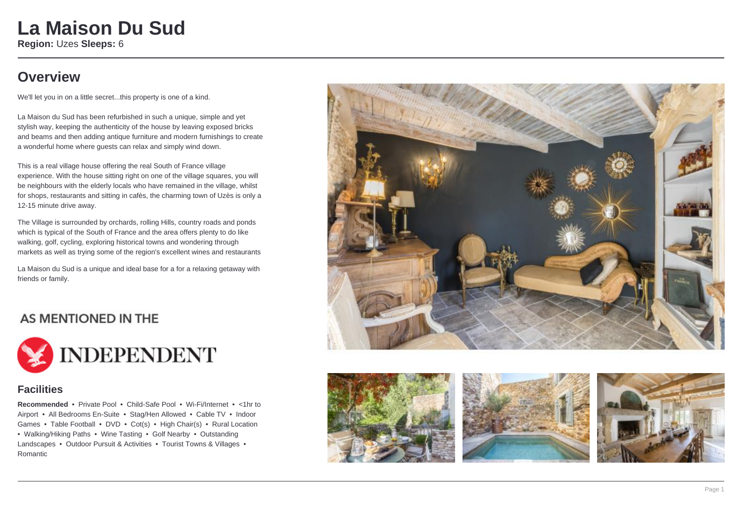# La Maison Du Sud

**Region:** Uzes **Sleeps:** 6

## Overview

We'll let you in on a little secret...this property is one of a kind.

La Maison du Sud has been refurbished in such a unique, simple and yet stylish way, keeping the authenticity of the house by leaving exposed bricks and beams and then adding antique furniture and modern furnishings to create a wonderful home where guests can relax and simply wind down.

This is a real village house offering the real South of France village experience. With the house sitting right on one of the village squares, you will be neighbours with the elderly locals who have remained in the village, whilst for shops, restaurants and sitting in cafès, the charming town of Uzès is only a 12-15 minute drive away.

The Village is surrounded by orchards, rolling Hills, country roads and ponds which is typical of the South of France and the area offers plenty to do like walking, golf, cycling, exploring historical towns and wondering through markets as well as trying some of the region's excellent wines and restaurants

La Maison du Sud is a unique and ideal base for a for a relaxing getaway with friends or family.

AS MENTIONED IN THE

INDEPENDENT

## Facilities

**Recommended** • Private Pool • Child-Safe Pool • Wi-Fi/Internet • <1hr to Airport • All Bedrooms En-Suite • Stag/Hen Allowed • Cable TV • Indoor Games • Table Football • DVD • Cot(s) • High Chair(s) • Rural Location • Walking/Hiking Paths • Wine Tasting • Golf Nearby • Outstanding Landscapes • Outdoor Pursuit & Activities • Tourist Towns & Villages • Romantic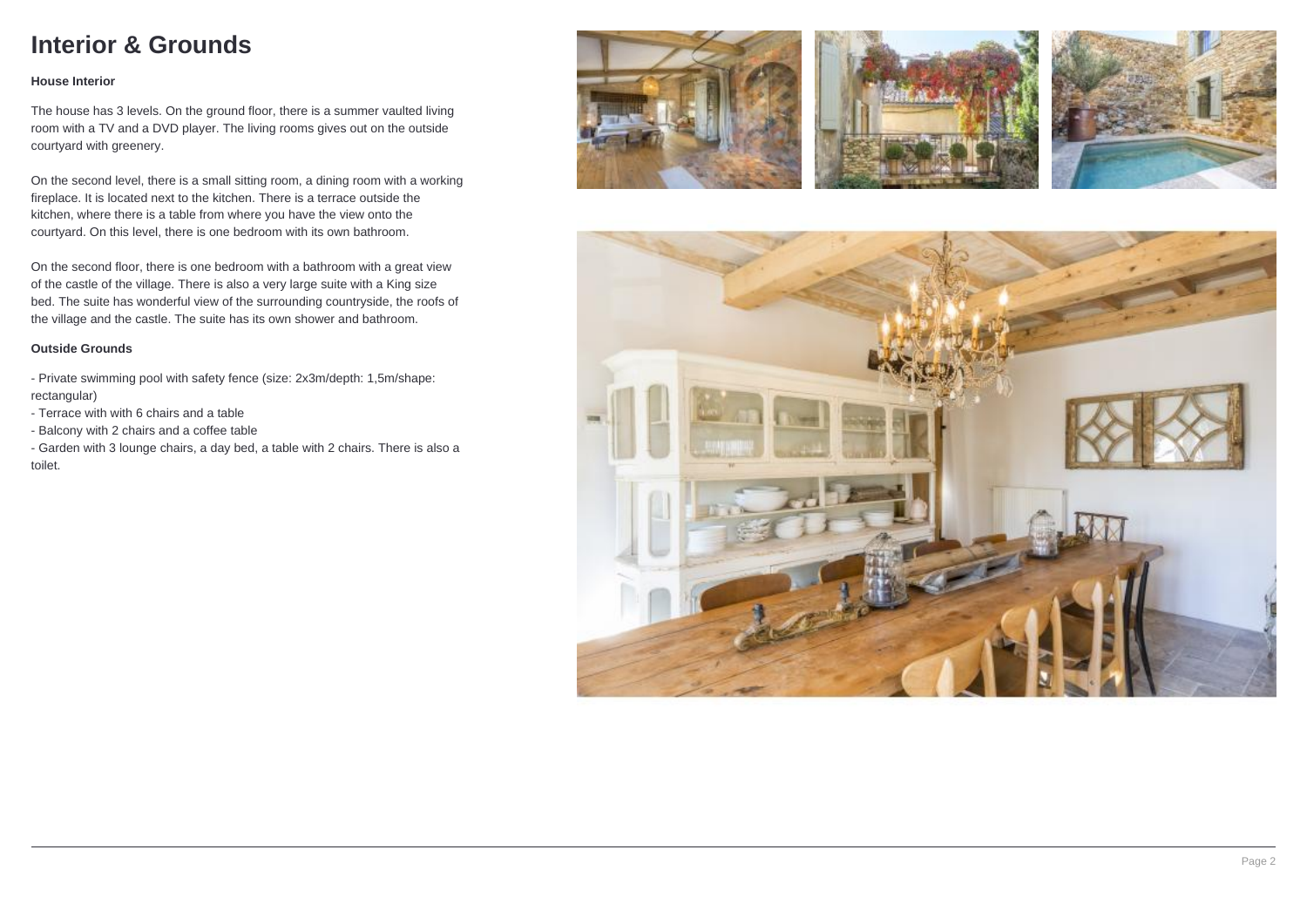# Interior & Grounds

**House Interior**

The house has 3 levels. On the ground floor, there is a summer vaulted living room with a TV and a DVD player. The living rooms gives out on the outside courtyard with greenery.

On the second level, there is a small sitting room, a dining room with a working fireplace. It is located next to the kitchen. There is a terrace outside the kitchen, where there is a table from where you have the view onto the courtyard. On this level, there is one bedroom with its own bathroom.

On the second floor, there is one bedroom with a bathroom with a great view of the castle of the village. There is also a very large suite with a King size bed. The suite has wonderful view of the surrounding countryside, the roofs of the village and the castle. The suite has its own shower and bathroom.

**Outside Grounds**

- Private swimming pool with safety fence (size: 2x3m/depth: 1,5m/shape: rectangular)
- Terrace with with 6 chairs and a table
- Balcony with 2 chairs and a coffee table
- Garden with 3 lounge chairs, a day bed, a table with 2 chairs. There is also a toilet.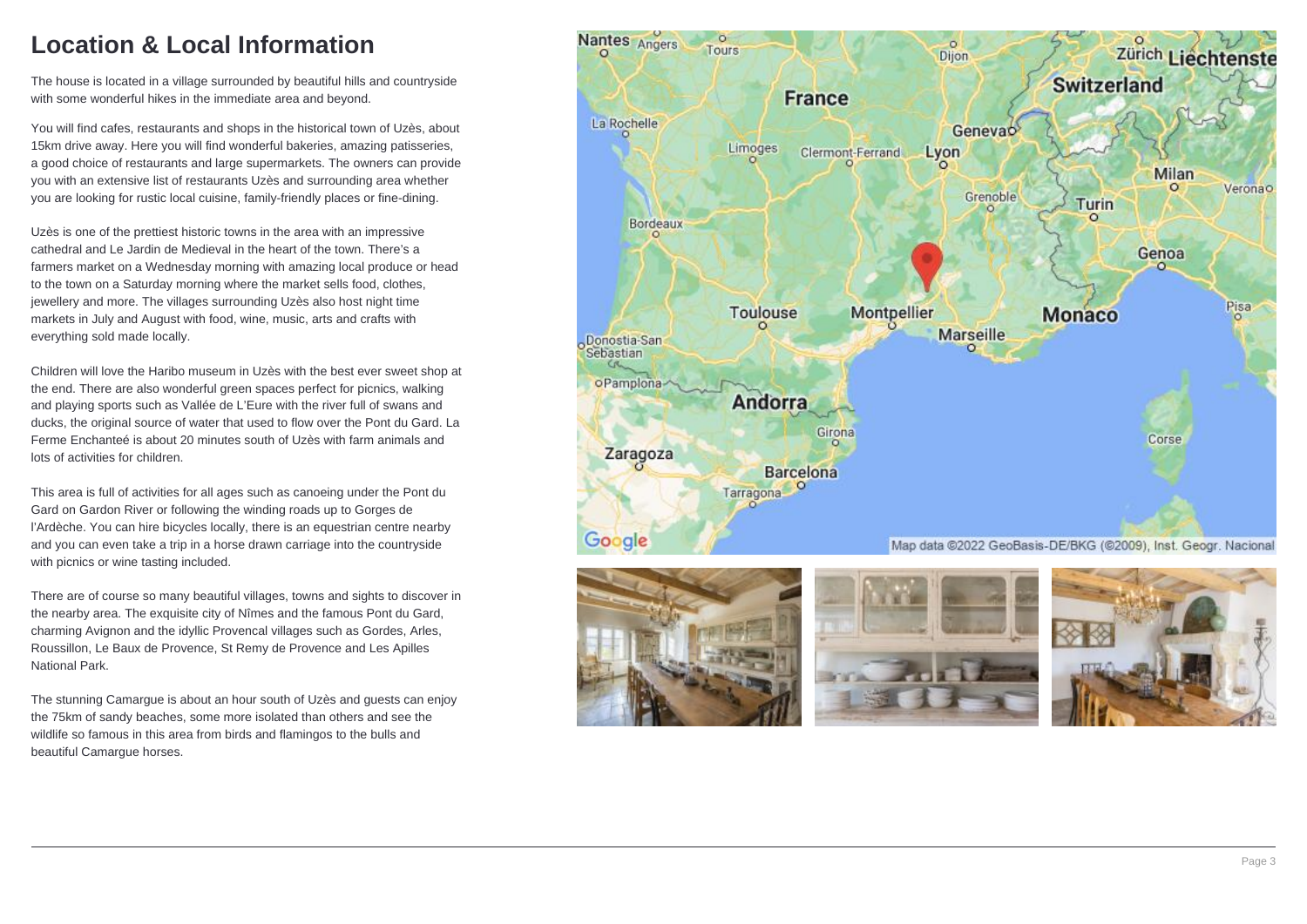# Location & Local Information

The house is located in a village surrounded by beautiful hills and countryside with some wonderful hikes in the immediate area and beyond.

You will find cafes, restaurants and shops in the historical town of Uzès, about 15km drive away. Here you will find wonderful bakeries, amazing patisseries, a good choice of restaurants and large supermarkets. The owners can provide you with an extensive list of restaurants Uzès and surrounding area whether you are looking for rustic local cuisine, family-friendly places or fine-dining.

Uzès is one of the prettiest historic towns in the area with an impressive cathedral and Le Jardin de Medieval in the heart of the town. There's a farmers market on a Wednesday morning with amazing local produce or head to the town on a Saturday morning where the market sells food, clothes, jewellery and more. The villages surrounding Uzès also host night time markets in July and August with food, wine, music, arts and crafts with everything sold made locally.

Children will love the Haribo museum in Uzès with the best ever sweet shop at the end. There are also wonderful green spaces perfect for picnics, walking and playing sports such as Vallée de L'Eure with the river full of swans and ducks, the original source of water that used to flow over the Pont du Gard. La Ferme Enchanteé is about 20 minutes south of Uzès with farm animals and lots of activities for children.

This area is full of activities for all ages such as canoeing under the Pont du Gard on Gardon River or following the winding roads up to Gorges de l'Ardèche. You can hire bicycles locally, there is an equestrian centre nearby and you can even take a trip in a horse drawn carriage into the countryside with picnics or wine tasting included.

There are of course so many beautiful villages, towns and sights to discover in the nearby area. The exquisite city of Nîmes and the famous Pont du Gard, charming Avignon and the idyllic Provencal villages such as Gordes, Arles, Roussillon, Le Baux de Provence, St Remy de Provence and Les Apilles National Park.

The stunning Camargue is about an hour south of Uzès and guests can enjoy the 75km of sandy beaches, some more isolated than others and see the wildlife so famous in this area from birds and flamingos to the bulls and beautiful Camargue horses.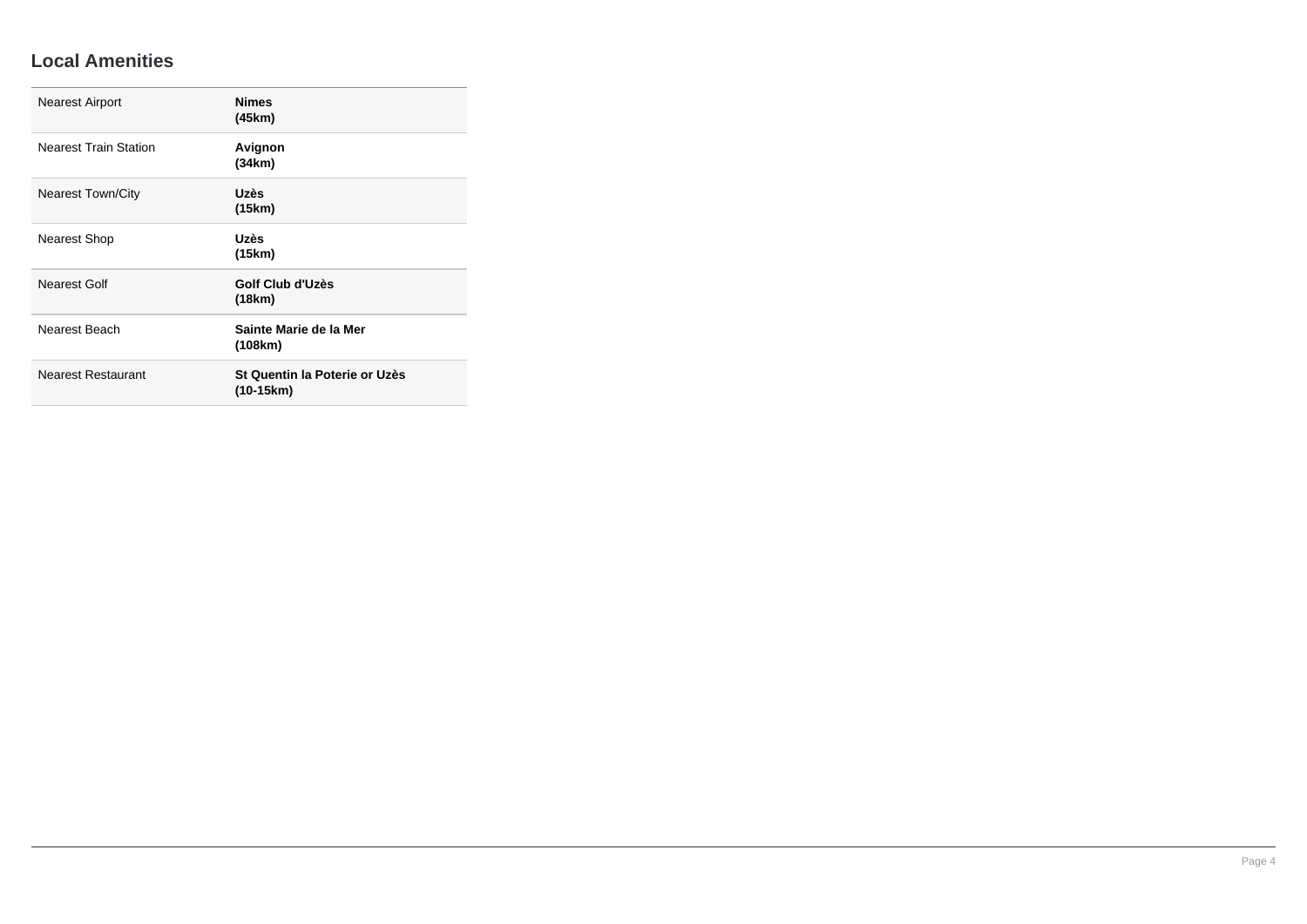## Local Amenities

| | |
|---|---|
| Nearest Airport | **Nimes (45km)** |
| Nearest Train Station | **Avignon (34km)** |
| Nearest Town/City | **Uzès (15km)** |
| Nearest Shop | **Uzès (15km)** |
| Nearest Golf | **Golf Club d'Uzès (18km)** |
| Nearest Beach | **Sainte Marie de la Mer (108km)** |
| Nearest Restaurant | **St Quentin la Poterie or Uzès (10-15km)** |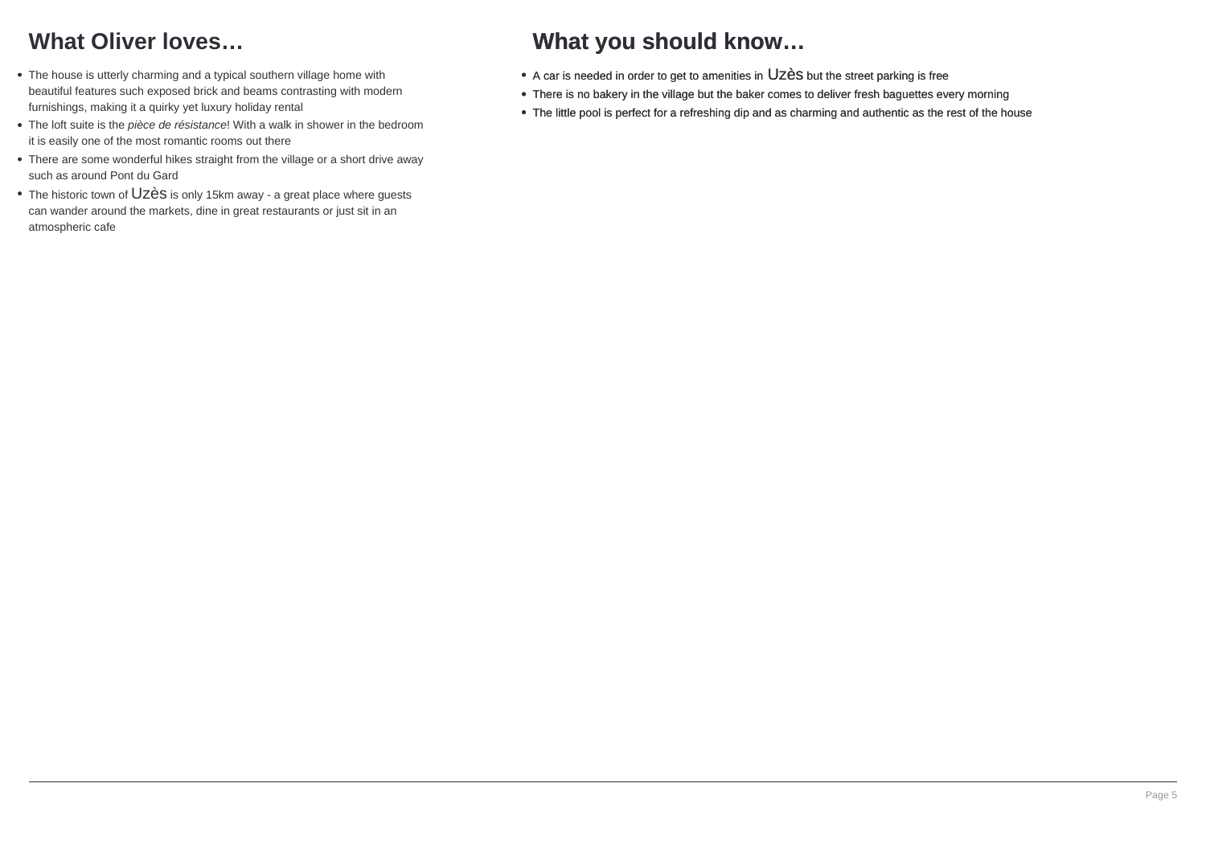## What Oliver loves…

- The house is utterly charming and a typical southern village home with beautiful features such exposed brick and beams contrasting with modern furnishings, making it a quirky yet luxury holiday rental
- The loft suite is the *pièce de résistance*! With a walk in shower in the bedroom it is easily one of the most romantic rooms out there
- There are some wonderful hikes straight from the village or a short drive away such as around Pont du Gard
- The historic town of Uzès is only 15km away - a great place where guests can wander around the markets, dine in great restaurants or just sit in an atmospheric cafe

## What you should know…

- A car is needed in order to get to amenities in Uzès but the street parking is free
- There is no bakery in the village but the baker comes to deliver fresh baguettes every morning
- The little pool is perfect for a refreshing dip and as charming and authentic as the rest of the house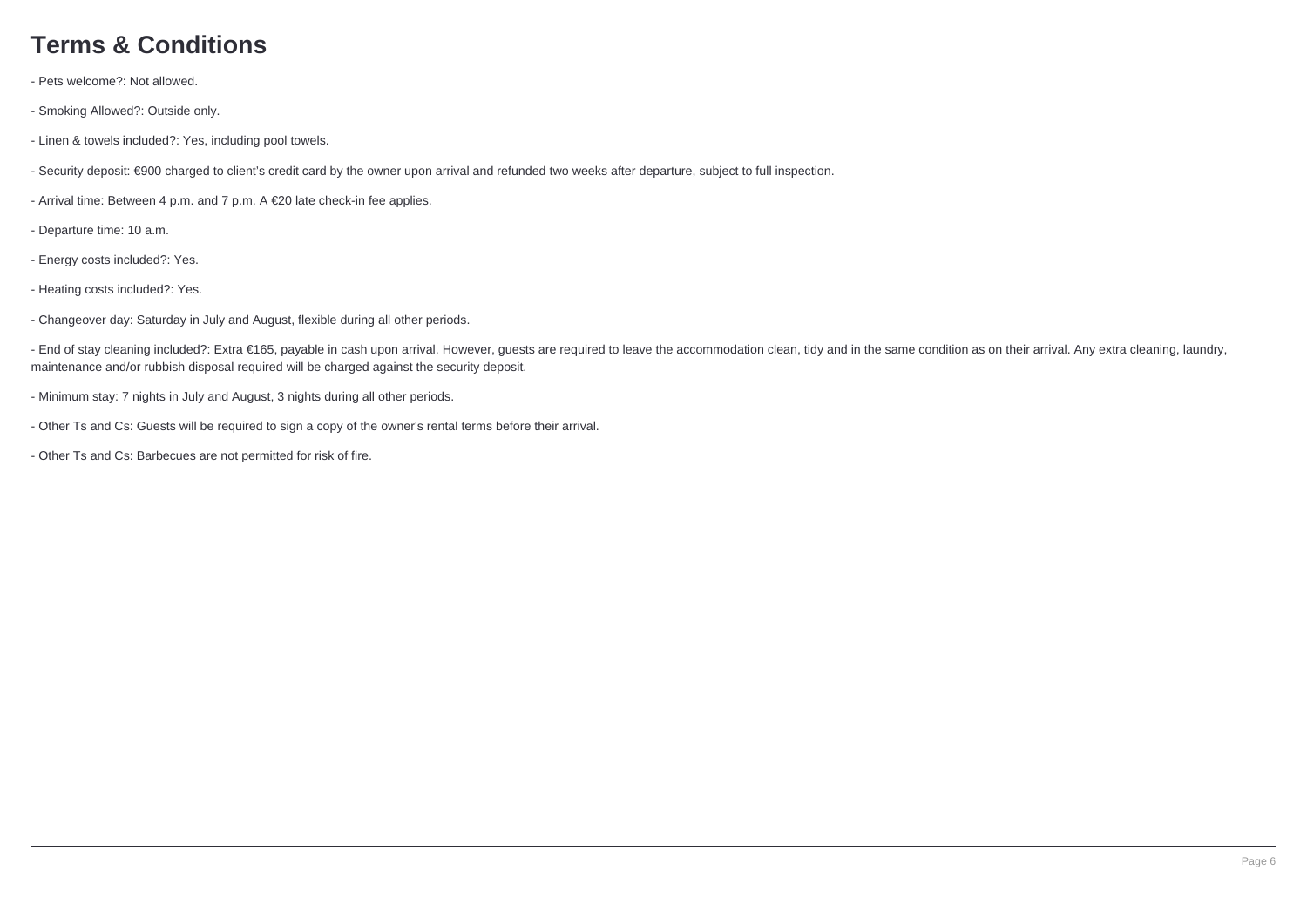# Terms & Conditions

- Pets welcome?: Not allowed.

- Smoking Allowed?: Outside only.

- Linen & towels included?: Yes, including pool towels.

- Security deposit: €900 charged to client's credit card by the owner upon arrival and refunded two weeks after departure, subject to full inspection.

- Arrival time: Between 4 p.m. and 7 p.m. A €20 late check-in fee applies.

- Departure time: 10 a.m.

- Energy costs included?: Yes.

- Heating costs included?: Yes.

- Changeover day: Saturday in July and August, flexible during all other periods.

- End of stay cleaning included?: Extra €165, payable in cash upon arrival. However, guests are required to leave the accommodation clean, tidy and in the same condition as on their arrival. Any extra cleaning, laundry, maintenance and/or rubbish disposal required will be charged against the security deposit.

- Minimum stay: 7 nights in July and August, 3 nights during all other periods.

- Other Ts and Cs: Guests will be required to sign a copy of the owner's rental terms before their arrival.

- Other Ts and Cs: Barbecues are not permitted for risk of fire.